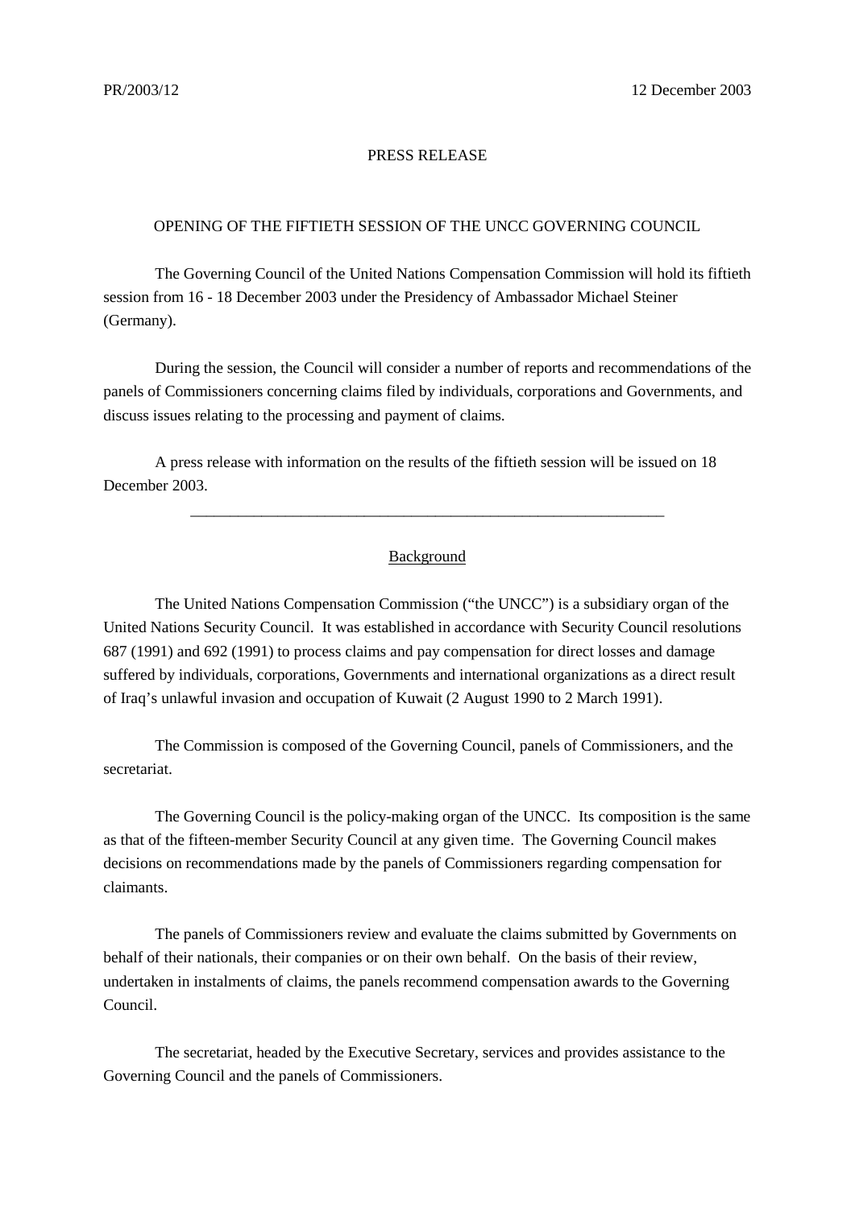PR/2003/12 12 December 2003

PRESS RELEASE

# OPENING OF THE FIFTIETH SESSION OF THE UNCC GOVERNING COUNCIL

The Governing Council of the United Nations Compensation Commission will hold its fiftieth session from 16 - 18 December 2003 under the Presidency of Ambassador Michael Steiner (Germany).

During the session, the Council will consider a number of reports and recommendations of the panels of Commissioners concerning claims filed by individuals, corporations and Governments, and discuss issues relating to the processing and payment of claims.

A press release with information on the results of the fiftieth session will be issued on 18 December 2003.

---

## Background

The United Nations Compensation Commission ("the UNCC") is a subsidiary organ of the United Nations Security Council. It was established in accordance with Security Council resolutions 687 (1991) and 692 (1991) to process claims and pay compensation for direct losses and damage suffered by individuals, corporations, Governments and international organizations as a direct result of Iraq's unlawful invasion and occupation of Kuwait (2 August 1990 to 2 March 1991).

The Commission is composed of the Governing Council, panels of Commissioners, and the secretariat.

The Governing Council is the policy-making organ of the UNCC. Its composition is the same as that of the fifteen-member Security Council at any given time. The Governing Council makes decisions on recommendations made by the panels of Commissioners regarding compensation for claimants.

The panels of Commissioners review and evaluate the claims submitted by Governments on behalf of their nationals, their companies or on their own behalf. On the basis of their review, undertaken in instalments of claims, the panels recommend compensation awards to the Governing Council.

The secretariat, headed by the Executive Secretary, services and provides assistance to the Governing Council and the panels of Commissioners.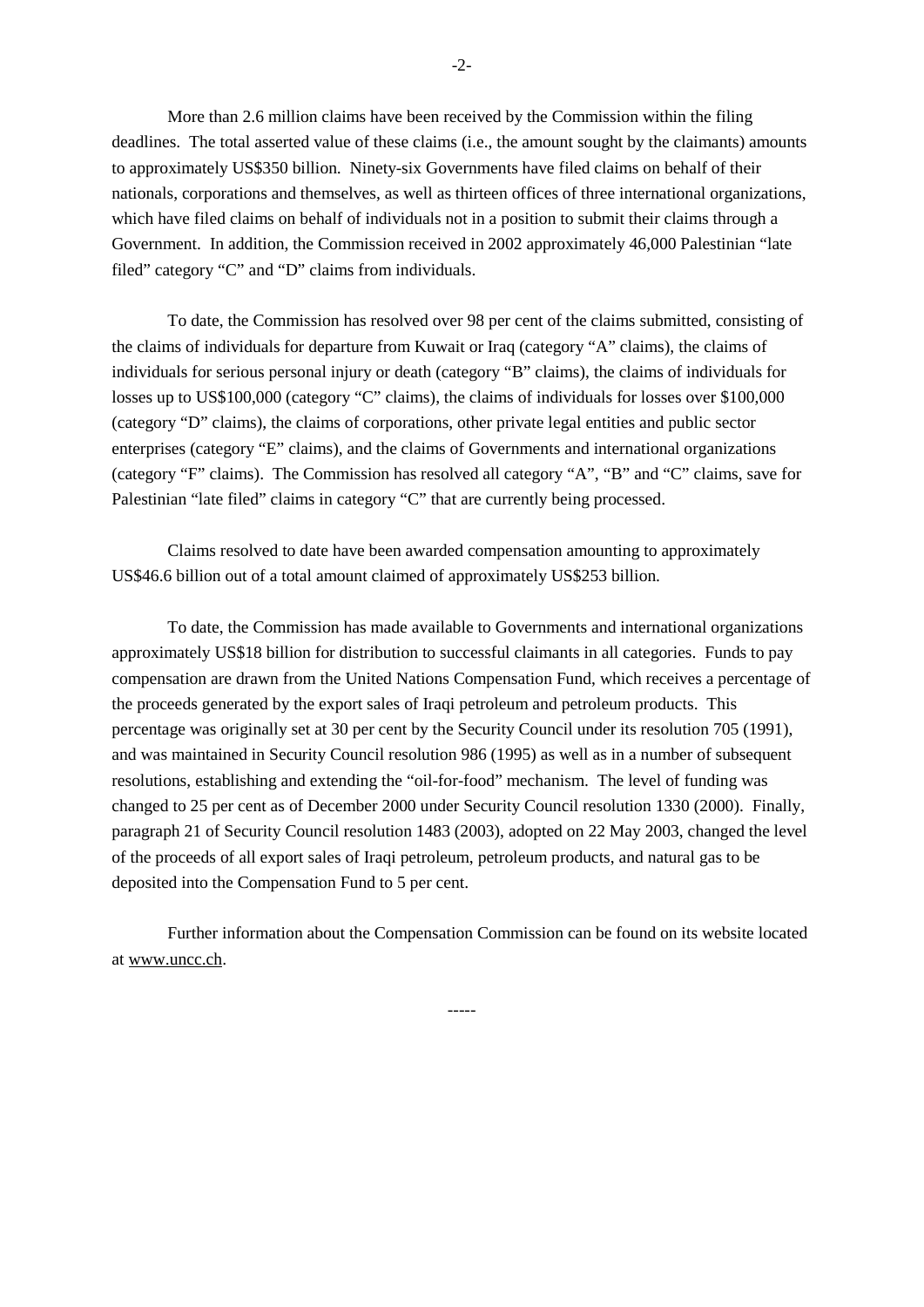More than 2.6 million claims have been received by the Commission within the filing deadlines. The total asserted value of these claims (i.e., the amount sought by the claimants) amounts to approximately US$350 billion. Ninety-six Governments have filed claims on behalf of their nationals, corporations and themselves, as well as thirteen offices of three international organizations, which have filed claims on behalf of individuals not in a position to submit their claims through a Government. In addition, the Commission received in 2002 approximately 46,000 Palestinian "late filed" category "C" and "D" claims from individuals.

To date, the Commission has resolved over 98 per cent of the claims submitted, consisting of the claims of individuals for departure from Kuwait or Iraq (category "A" claims), the claims of individuals for serious personal injury or death (category "B" claims), the claims of individuals for losses up to US$100,000 (category "C" claims), the claims of individuals for losses over $100,000 (category "D" claims), the claims of corporations, other private legal entities and public sector enterprises (category "E" claims), and the claims of Governments and international organizations (category "F" claims). The Commission has resolved all category "A", "B" and "C" claims, save for Palestinian "late filed" claims in category "C" that are currently being processed.

Claims resolved to date have been awarded compensation amounting to approximately US$46.6 billion out of a total amount claimed of approximately US$253 billion.

To date, the Commission has made available to Governments and international organizations approximately US$18 billion for distribution to successful claimants in all categories. Funds to pay compensation are drawn from the United Nations Compensation Fund, which receives a percentage of the proceeds generated by the export sales of Iraqi petroleum and petroleum products. This percentage was originally set at 30 per cent by the Security Council under its resolution 705 (1991), and was maintained in Security Council resolution 986 (1995) as well as in a number of subsequent resolutions, establishing and extending the "oil-for-food" mechanism. The level of funding was changed to 25 per cent as of December 2000 under Security Council resolution 1330 (2000). Finally, paragraph 21 of Security Council resolution 1483 (2003), adopted on 22 May 2003, changed the level of the proceeds of all export sales of Iraqi petroleum, petroleum products, and natural gas to be deposited into the Compensation Fund to 5 per cent.

Further information about the Compensation Commission can be found on its website located at www.uncc.ch.

-----